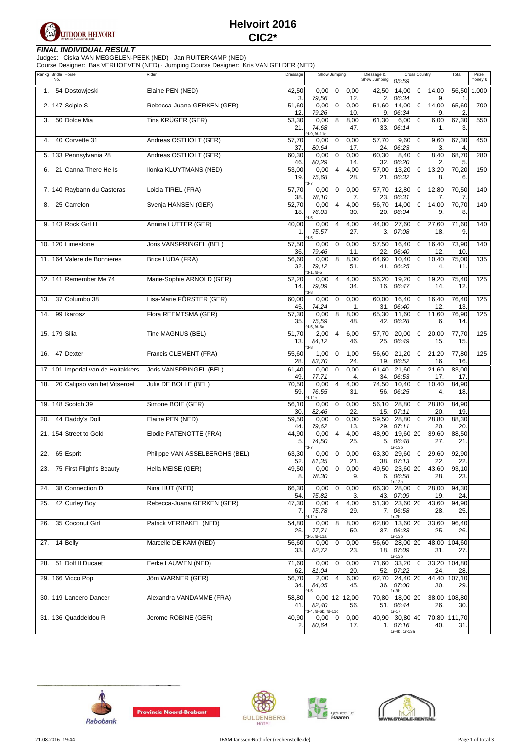# Helvoirt 2016
## CIC2*

### FINAL INDIVIDUAL RESULT

Judges: Ciska VAN MEGGELEN-PEEK (NED) · Jan RUITERKAMP (NED)
Course Designer: Bas VERHOEVEN (NED) · Jumping Course Designer: Kris VAN GELDER (NED)

| Rankg | Bridle No. | Horse | Rider | Dressage | Show Jumping | | | Dressage & Show Jumping | Cross Country 05:59 | | | Total | Prize money € |
|---|---|---|---|---|---|---|---|---|---|---|---|---|---|
| 1. | 54 | Dostowjeski | Elaine PEN (NED) | 42,50 3. | 0,00 79,56 | 0 | 0,00 12. | 42,50 2. | 14,00 06:34 | 0 | 14,00 9. | 56,50 1. | 1.000 |
| 2. | 147 | Scipio S | Rebecca-Juana GERKEN (GER) | 51,60 12. | 0,00 79,26 | 0 | 0,00 10. | 51,60 9. | 14,00 06:34 | 0 | 14,00 9. | 65,60 2. | 700 |
| 3. | 50 | Dolce Mia | Tina KRÜGER (GER) | 53,30 21. | 0,00 74,68 fd-9, fd-11c | 8 | 8,00 47. | 61,30 33. | 6,00 06:14 | 0 | 6,00 1. | 67,30 3. | 550 |
| 4. | 40 | Corvette 31 | Andreas OSTHOLT (GER) | 57,70 37. | 0,00 80,64 | 0 | 0,00 17. | 57,70 24. | 9,60 06:23 | 0 | 9,60 3. | 67,30 4. | 450 |
| 5. | 133 | Pennsylvania 28 | Andreas OSTHOLT (GER) | 60,30 46. | 0,00 80,29 | 0 | 0,00 14. | 60,30 32. | 8,40 06:20 | 0 | 8,40 2. | 68,70 5. | 280 |
| 6. | 21 | Canna There He Is | Ilonka KLUYTMANS (NED) | 53,00 19. | 0,00 75,68 fd-7 | 4 | 4,00 28. | 57,00 21. | 13,20 06:32 | 0 | 13,20 8. | 70,20 6. | 150 |
| 7. | 140 | Raybann du Casteras | Loicia TIREL (FRA) | 57,70 38. | 0,00 78,10 | 0 | 0,00 7. | 57,70 23. | 12,80 06:31 | 0 | 12,80 7. | 70,50 7. | 140 |
| 8. | 25 | Carrelon | Svenja HANSEN (GER) | 52,70 18. | 0,00 76,03 fd-5 | 4 | 4,00 30. | 56,70 20. | 14,00 06:34 | 0 | 14,00 9. | 70,70 8. | 140 |
| 9. | 143 | Rock Girl H | Annina LUTTER (GER) | 40,00 1. | 0,00 75,57 fd-5 | 4 | 4,00 27. | 44,00 3. | 27,60 07:08 | 0 | 27,60 18. | 71,60 9. | 140 |
| 10. | 120 | Limestone | Joris VANSPRINGEL (BEL) | 57,50 36. | 0,00 79,46 | 0 | 0,00 11. | 57,50 22. | 16,40 06:40 | 0 | 16,40 12. | 73,90 10. | 140 |
| 11. | 164 | Valere de Bonnieres | Brice LUDA (FRA) | 56,60 32. | 0,00 79,12 fd-1, fd-5 | 8 | 8,00 51. | 64,60 41. | 10,40 06:25 | 0 | 10,40 4. | 75,00 11. | 135 |
| 12. | 141 | Remember Me 74 | Marie-Sophie ARNOLD (GER) | 52,20 14. | 0,00 79,09 fd-8 | 4 | 4,00 34. | 56,20 16. | 19,20 06:47 | 0 | 19,20 14. | 75,40 12. | 125 |
| 13. | 37 | Columbo 38 | Lisa-Marie FÖRSTER (GER) | 60,00 45. | 0,00 74,24 | 0 | 0,00 1. | 60,00 31. | 16,40 06:40 | 0 | 16,40 12. | 76,40 13. | 125 |
| 14. | 99 | Ikarosz | Flora REEMTSMA (GER) | 57,30 35. | 0,00 75,59 fd-5, fd-6a | 8 | 8,00 48. | 65,30 42. | 11,60 06:28 | 0 | 11,60 6. | 76,90 14. | 125 |
| 15. | 179 | Silia | Tine MAGNUS (BEL) | 51,70 13. | 2,00 84,12 fd-8 | 4 | 6,00 46. | 57,70 25. | 20,00 06:49 | 0 | 20,00 15. | 77,70 15. | 125 |
| 16. | 47 | Dexter | Francis CLEMENT (FRA) | 55,60 28. | 1,00 83,70 | 0 | 1,00 24. | 56,60 19. | 21,20 06:52 | 0 | 21,20 16. | 77,80 16. | 125 |
| 17. | 101 | Imperial van de Holtakkers | Joris VANSPRINGEL (BEL) | 61,40 49. | 0,00 77,71 | 0 | 0,00 4. | 61,40 34. | 21,60 06:53 | 0 | 21,60 17. | 83,00 17. | |
| 18. | 20 | Calipso van het Vitseroel | Julie DE BOLLE (BEL) | 70,50 59. | 0,00 76,55 fd-11c | 4 | 4,00 31. | 74,50 56. | 10,40 06:25 | 0 | 10,40 4. | 84,90 18. | |
| 19. | 148 | Scotch 39 | Simone BOIE (GER) | 56,10 30. | 0,00 82,46 | 0 | 0,00 22. | 56,10 15. | 28,80 07:11 | 0 | 28,80 20. | 84,90 19. | |
| 20. | 44 | Daddy's Doll | Elaine PEN (NED) | 59,50 44. | 0,00 79,62 | 0 | 0,00 13. | 59,50 29. | 28,80 07:11 | 0 | 28,80 20. | 88,30 20. | |
| 21. | 154 | Street to Gold | Elodie PATENOTTE (FRA) | 44,90 5. | 0,00 74,50 fd-7 | 4 | 4,00 25. | 48,90 5. | 19,60 06:48 1r-13b | 20 | 39,60 27. | 88,50 21. | |
| 22. | 65 | Esprit | Philippe VAN ASSELBERGHS (BEL) | 63,30 52. | 0,00 81,35 | 0 | 0,00 21. | 63,30 38. | 29,60 07:13 | 0 | 29,60 22. | 92,90 22. | |
| 23. | 75 | First Flight's Beauty | Hella MEISE (GER) | 49,50 8. | 0,00 78,30 | 0 | 0,00 9. | 49,50 6. | 23,60 06:58 1r-13a | 20 | 43,60 28. | 93,10 23. | |
| 24. | 38 | Connection D | Nina HUT (NED) | 66,30 54. | 0,00 75,82 | 0 | 0,00 3. | 66,30 43. | 28,00 07:09 | 0 | 28,00 19. | 94,30 24. | |
| 25. | 42 | Curley Boy | Rebecca-Juana GERKEN (GER) | 47,30 7. | 0,00 75,78 fd-11a | 4 | 4,00 29. | 51,30 7. | 23,60 06:58 1r-7b | 20 | 43,60 28. | 94,90 25. | |
| 26. | 35 | Coconut Girl | Patrick VERBAKEL (NED) | 54,80 25. | 0,00 77,71 fd-5, fd-11a | 8 | 8,00 50. | 62,80 37. | 13,60 06:33 1r-13b | 20 | 33,60 25. | 96,40 26. | |
| 27. | 14 | Belly | Marcelle DE KAM (NED) | 56,60 33. | 0,00 82,72 | 0 | 0,00 23. | 56,60 18. | 28,00 07:09 1r-13b | 20 | 48,00 31. | 104,60 27. | |
| 28. | 51 | Dolf II Ducaet | Eerke LAUWEN (NED) | 71,60 62. | 0,00 81,04 | 0 | 0,00 20. | 71,60 52. | 33,20 07:22 | 0 | 33,20 24. | 104,80 28. | |
| 29. | 166 | Vicco Pop | Jörn WARNER (GER) | 56,70 34. | 2,00 84,05 fd-5 | 4 | 6,00 45. | 62,70 36. | 24,40 07:00 1r-9b | 20 | 44,40 30. | 107,10 29. | |
| 30. | 119 | Lancero Dancer | Alexandra VANDAMME (FRA) | 58,80 41. | 0,00 82,40 fd-4, fd-6b, fd-11c | 12 | 12,00 56. | 70,80 51. | 18,00 06:44 1r-17 | 20 | 38,00 26. | 108,80 30. | |
| 31. | 136 | Quaddeldou R | Jerome ROBINE (GER) | 40,90 2. | 0,00 80,64 | 0 | 0,00 17. | 40,90 1. | 30,80 07:16 1r-4b, 1r-13a | 40 | 70,80 40. | 111,70 31. | |

21.08.2016 19:44 TEAM Janssen-Nothofer (rechenstelle.de)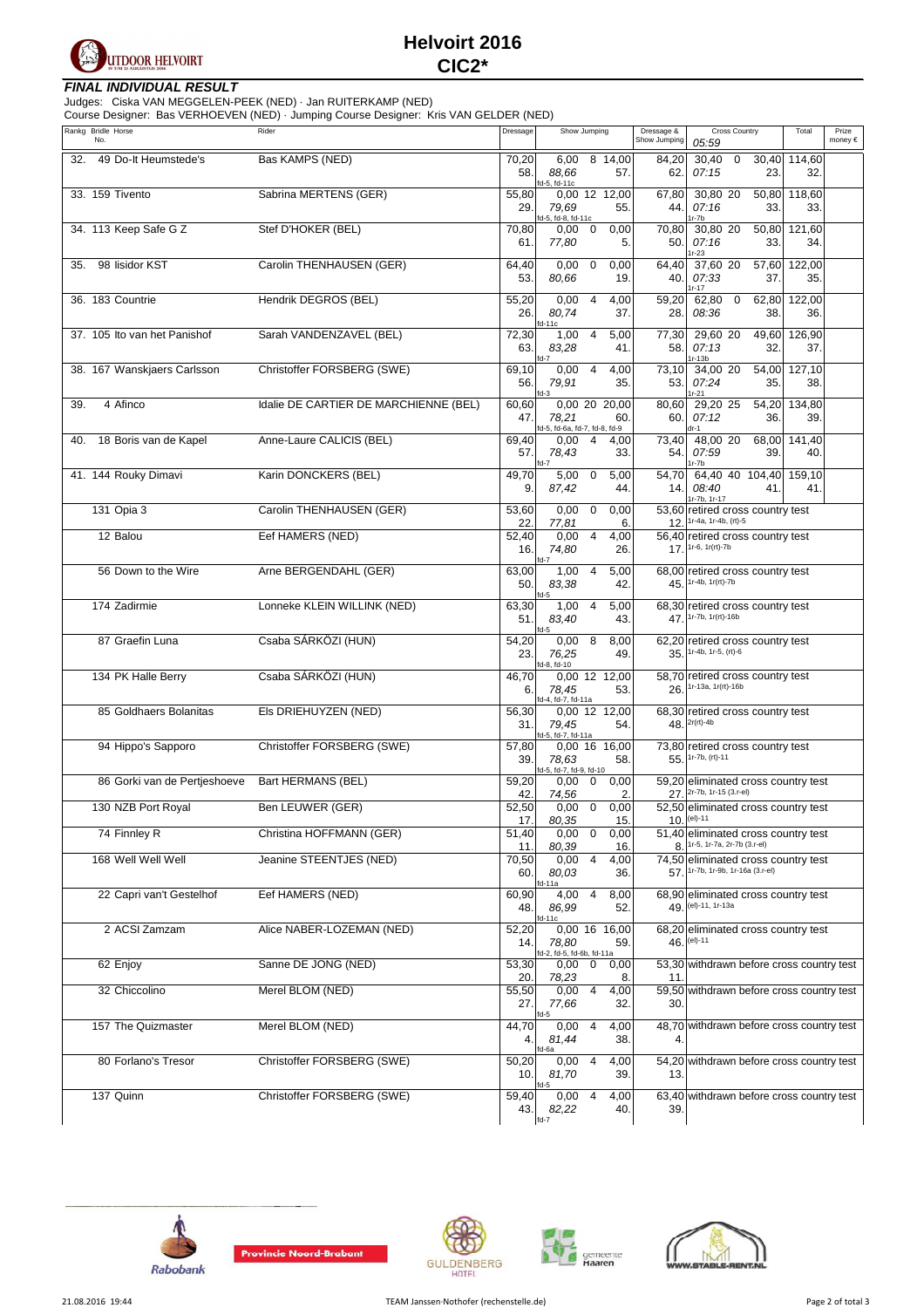# Helvoirt 2016

## CIC2*

### FINAL INDIVIDUAL RESULT

Judges: Ciska VAN MEGGELEN-PEEK (NED) · Jan RUITERKAMP (NED)
Course Designer: Bas VERHOEVEN (NED) · Jumping Course Designer: Kris VAN GELDER (NED)

| Rankg | Bridle No. | Horse | Rider | Dressage | Show Jumping | Dressage & Show Jumping | Cross Country 05:59 | Total | Prize money € |
|---|---|---|---|---|---|---|---|---|---|
| 32. | 49 | Do-It Heumstede's | Bas KAMPS (NED) | 70,20 / 58. | 6,00 8 14,00 / 88,66 57. / fd-5, fd-11c | 84,20 / 62. | 30,40 0 30,40 / 07:15 23. | 114,60 / 32. | |
| 33. | 159 | Tivento | Sabrina MERTENS (GER) | 55,80 / 29. | 0,00 12 12,00 / 79,69 55. / fd-5, fd-8, fd-11c | 67,80 / 44. | 30,80 20 50,80 / 07:16 33. / 1r-7b | 118,60 / 33. | |
| 34. | 113 | Keep Safe G Z | Stef D'HOKER (BEL) | 70,80 / 61. | 0,00 0 0,00 / 77,80 5. | 70,80 / 50. | 30,80 20 50,80 / 07:16 33. / 1r-23 | 121,60 / 34. | |
| 35. | 98 | Iisidor KST | Carolin THENHAUSEN (GER) | 64,40 / 53. | 0,00 0 0,00 / 80,66 19. | 64,40 / 40. | 37,60 20 57,60 / 07:33 37. / 1r-17 | 122,00 / 35. | |
| 36. | 183 | Countrie | Hendrik DEGROS (BEL) | 55,20 / 26. | 0,00 4 4,00 / 80,74 37. / fd-11c | 59,20 / 28. | 62,80 0 62,80 / 08:36 38. | 122,00 / 36. | |
| 37. | 105 | Ito van het Panishof | Sarah VANDENZAVEL (BEL) | 72,30 / 63. | 1,00 4 5,00 / 83,28 41. / fd-7 | 77,30 / 58. | 29,60 20 49,60 / 07:13 32. / 1r-13b | 126,90 / 37. | |
| 38. | 167 | Wanskjaers Carlsson | Christoffer FORSBERG (SWE) | 69,10 / 56. | 0,00 4 4,00 / 79,91 35. / fd-3 | 73,10 / 53. | 34,00 20 54,00 / 07:24 35. / 1r-21 | 127,10 / 38. | |
| 39. | 4 | Afinco | Idalie DE CARTIER DE MARCHIENNE (BEL) | 60,60 / 47. | 0,00 20 20,00 / 78,21 60. / fd-5, fd-6a, fd-7, fd-8, fd-9 | 80,60 / 60. | 29,20 25 54,20 / 07:12 36. / dr-1 | 134,80 / 39. | |
| 40. | 18 | Boris van de Kapel | Anne-Laure CALICIS (BEL) | 69,40 / 57. | 0,00 4 4,00 / 78,43 33. / fd-7 | 73,40 / 54. | 48,00 20 68,00 / 07:59 39. / 1r-7b | 141,40 / 40. | |
| 41. | 144 | Rouky Dimavi | Karin DONCKERS (BEL) | 49,70 / 9. | 5,00 0 5,00 / 87,42 44. | 54,70 / 14. | 64,40 40 104,40 / 08:40 41. / 1r-7b, 1r-17 | 159,10 / 41. | |
| | 131 | Opia 3 | Carolin THENHAUSEN (GER) | 53,60 / 22. | 0,00 0 0,00 / 77,81 6. | 53,60 / 12. | retired cross country test / 1r-4a, 1r-4b, (rt)-5 | | |
| | 12 | Balou | Eef HAMERS (NED) | 52,40 / 16. | 0,00 4 4,00 / 74,80 26. / fd-7 | 56,40 / 17. | retired cross country test / 1r-6, 1r(rt)-7b | | |
| | 56 | Down to the Wire | Arne BERGENDAHL (GER) | 63,00 / 50. | 1,00 4 5,00 / 83,38 42. / fd-5 | 68,00 / 45. | retired cross country test / 1r-4b, 1r(rt)-7b | | |
| | 174 | Zadirmie | Lonneke KLEIN WILLINK (NED) | 63,30 / 51. | 1,00 4 5,00 / 83,40 43. / fd-5 | 68,30 / 47. | retired cross country test / 1r-7b, 1r(rt)-16b | | |
| | 87 | Graefin Luna | Csaba SÁRKÖZI (HUN) | 54,20 / 23. | 0,00 8 8,00 / 76,25 49. / fd-8, fd-10 | 62,20 / 35. | retired cross country test / 1r-4b, 1r-5, (rt)-6 | | |
| | 134 | PK Halle Berry | Csaba SÁRKÖZI (HUN) | 46,70 / 6. | 0,00 12 12,00 / 78,45 53. / fd-4, fd-7, fd-11a | 58,70 / 26. | retired cross country test / 1r-13a, 1r(rt)-16b | | |
| | 85 | Goldhaers Bolanitas | Els DRIEHUYZEN (NED) | 56,30 / 31. | 0,00 12 12,00 / 79,45 54. / fd-5, fd-7, fd-11a | 68,30 / 48. | retired cross country test / 2r(rt)-4b | | |
| | 94 | Hippo's Sapporo | Christoffer FORSBERG (SWE) | 57,80 / 39. | 0,00 16 16,00 / 78,63 58. / fd-5, fd-7, fd-9, fd-10 | 73,80 / 55. | retired cross country test / 1r-7b, (rt)-11 | | |
| | 86 | Gorki van de Pertjeshoeve | Bart HERMANS (BEL) | 59,20 / 42. | 0,00 0 0,00 / 74,56 2. | 59,20 / 27. | eliminated cross country test / 2r-7b, 1r-15 (3.r-el) | | |
| | 130 | NZB Port Royal | Ben LEUWER (GER) | 52,50 / 17. | 0,00 0 0,00 / 80,35 15. | 52,50 / 10. | eliminated cross country test / (el)-11 | | |
| | 74 | Finnley R | Christina HOFFMANN (GER) | 51,40 / 11. | 0,00 0 0,00 / 80,39 16. | 51,40 / 8. | eliminated cross country test / 1r-5, 1r-7a, 2r-7b (3.r-el) | | |
| | 168 | Well Well Well | Jeanine STEENTJES (NED) | 70,50 / 60. | 0,00 4 4,00 / 80,03 36. / fd-11a | 74,50 / 57. | eliminated cross country test / 1r-7b, 1r-9b, 1r-16a (3.r-el) | | |
| | 22 | Capri van't Gestelhof | Eef HAMERS (NED) | 60,90 / 48. | 4,00 4 8,00 / 86,99 52. / fd-11c | 68,90 / 49. | eliminated cross country test / (el)-11, 1r-13a | | |
| | 2 | ACSI Zamzam | Alice NABER-LOZEMAN (NED) | 52,20 / 14. | 0,00 16 16,00 / 78,80 59. / fd-2, fd-5, fd-6b, fd-11a | 68,20 / 46. | eliminated cross country test / (el)-11 | | |
| | 62 | Enjoy | Sanne DE JONG (NED) | 53,30 / 20. | 0,00 0 0,00 / 78,23 8. | 53,30 / 11. | withdrawn before cross country test | | |
| | 32 | Chiccolino | Merel BLOM (NED) | 55,50 / 27. | 0,00 4 4,00 / 77,66 32. / fd-5 | 59,50 / 30. | withdrawn before cross country test | | |
| | 157 | The Quizmaster | Merel BLOM (NED) | 44,70 / 4. | 0,00 4 4,00 / 81,44 38. / fd-6a | 48,70 / 4. | withdrawn before cross country test | | |
| | 80 | Forlano's Tresor | Christoffer FORSBERG (SWE) | 50,20 / 10. | 0,00 4 4,00 / 81,70 39. / fd-5 | 54,20 / 13. | withdrawn before cross country test | | |
| | 137 | Quinn | Christoffer FORSBERG (SWE) | 59,40 / 43. | 0,00 4 4,00 / 82,22 40. / fd-7 | 63,40 / 39. | withdrawn before cross country test | | |

21.08.2016 19:44 TEAM Janssen-Nothofer (rechenstelle.de)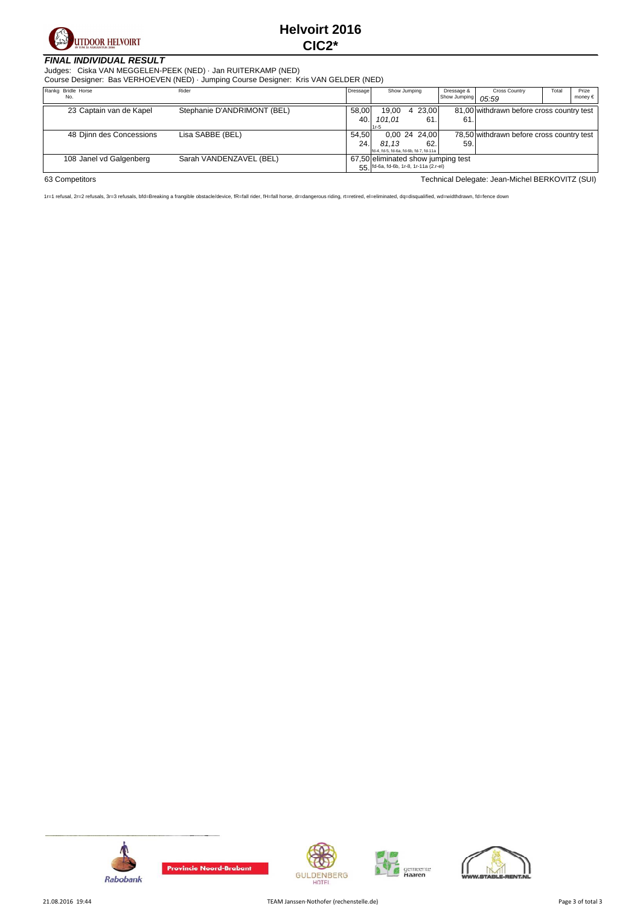# Helvoirt 2016

## CIC2*

### FINAL INDIVIDUAL RESULT

Judges: Ciska VAN MEGGELEN-PEEK (NED) · Jan RUITERKAMP (NED)
Course Designer: Bas VERHOEVEN (NED) · Jumping Course Designer: Kris VAN GELDER (NED)

| Rankg | Bridle No. | Horse | Rider | Dressage | Show Jumping | Dressage & Show Jumping | Cross Country 05:59 | Total | Prize money € |
|---|---|---|---|---|---|---|---|---|---|
| | 23 | Captain van de Kapel | Stephanie D'ANDRIMONT (BEL) | 58,00 40. | 19,00 4 23,00 *101,01* 61. 1r-5 | 81,00 61. | withdrawn before cross country test | | |
| | 48 | Djinn des Concessions | Lisa SABBE (BEL) | 54,50 24. | 0,00 24 24,00 *81,13* 62. fd-4, fd-5, fd-6a, fd-6b, fd-7, fd-11a | 78,50 59. | withdrawn before cross country test | | |
| | 108 | Janel vd Galgenberg | Sarah VANDENZAVEL (BEL) | 67,50 55. | eliminated show jumping test fd-6a, fd-6b, 1r-8, 1r-11a (2.r-el) | | | | |

63 Competitors

Technical Delegate: Jean-Michel BERKOVITZ (SUI)

1r=1 refusal, 2r=2 refusals, 3r=3 refusals, bfd=Breaking a frangible obstacle/device, fR=fall rider, fH=fall horse, dr=dangerous riding, rt=retired, el=eliminated, dq=disqualified, wd=widthdrawn, fd=fence down

21.08.2016 19:44 TEAM Janssen-Nothofer (rechenstelle.de)